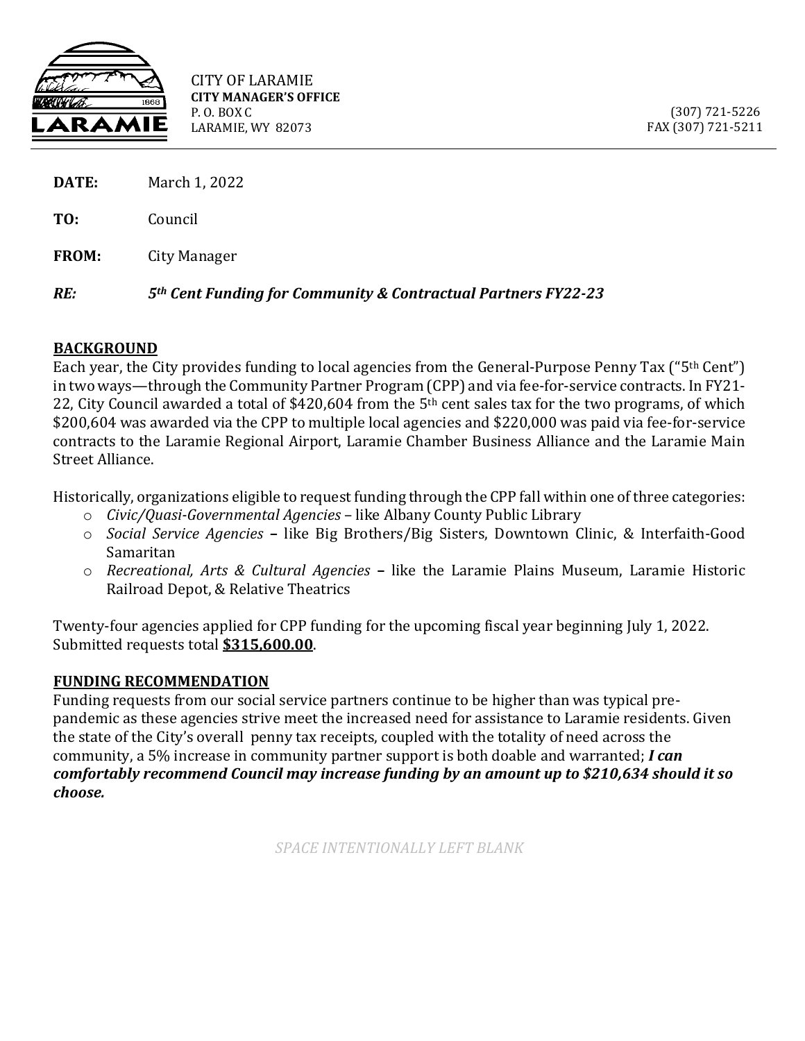CITY OF LARAMIE
**CITY MANAGER'S OFFICE**
P. O. BOX C
LARAMIE, WY 82073

(307) 721-5226
FAX (307) 721-5211

**DATE:** March 1, 2022

**TO:** Council

**FROM:** City Manager

***RE:*** ***5th Cent Funding for Community & Contractual Partners FY22-23***

**BACKGROUND**

Each year, the City provides funding to local agencies from the General-Purpose Penny Tax ("5th Cent") in two ways—through the Community Partner Program (CPP) and via fee-for-service contracts. In FY21-22, City Council awarded a total of $420,604 from the 5th cent sales tax for the two programs, of which $200,604 was awarded via the CPP to multiple local agencies and $220,000 was paid via fee-for-service contracts to the Laramie Regional Airport, Laramie Chamber Business Alliance and the Laramie Main Street Alliance.

Historically, organizations eligible to request funding through the CPP fall within one of three categories:

- *Civic/Quasi-Governmental Agencies* – like Albany County Public Library
- *Social Service Agencies* – like Big Brothers/Big Sisters, Downtown Clinic, & Interfaith-Good Samaritan
- *Recreational, Arts & Cultural Agencies* – like the Laramie Plains Museum, Laramie Historic Railroad Depot, & Relative Theatrics

Twenty-four agencies applied for CPP funding for the upcoming fiscal year beginning July 1, 2022. Submitted requests total **$315,600.00**.

**FUNDING RECOMMENDATION**

Funding requests from our social service partners continue to be higher than was typical pre-pandemic as these agencies strive meet the increased need for assistance to Laramie residents. Given the state of the City's overall penny tax receipts, coupled with the totality of need across the community, a 5% increase in community partner support is both doable and warranted; ***I can comfortably recommend Council may increase funding by an amount up to $210,634 should it so choose.***

*SPACE INTENTIONALLY LEFT BLANK*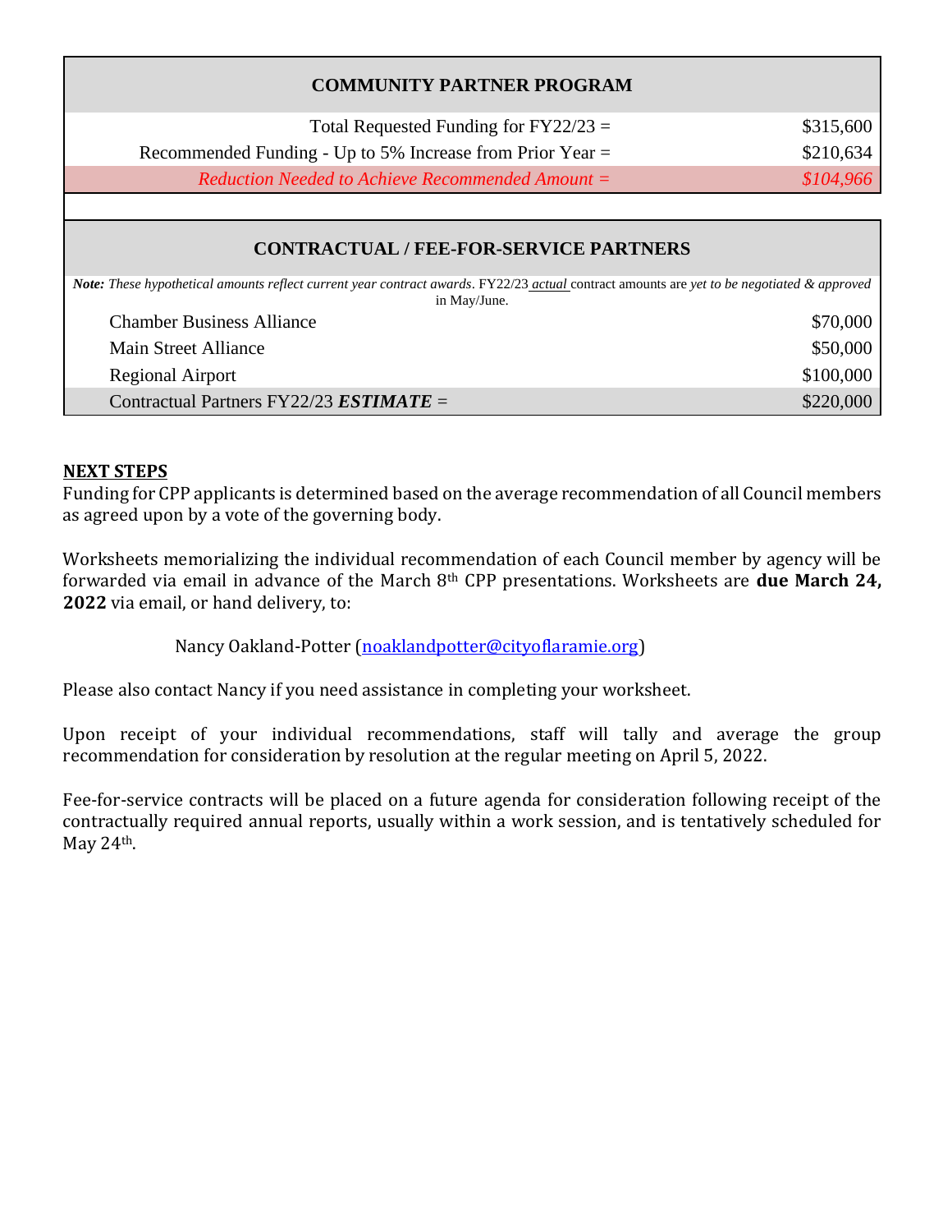| COMMUNITY PARTNER PROGRAM | |
|---|---|
| Total Requested Funding for FY22/23 = | $315,600 |
| Recommended Funding - Up to 5% Increase from Prior Year = | $210,634 |
| *Reduction Needed to Achieve Recommended Amount =* | *$104,966* |

| CONTRACTUAL / FEE-FOR-SERVICE PARTNERS | |
|---|---|
| ***Note:*** *These hypothetical amounts reflect current year contract awards*. FY22/23 *actual* contract amounts are *yet to be negotiated & approved* in May/June. | |
| Chamber Business Alliance | $70,000 |
| Main Street Alliance | $50,000 |
| Regional Airport | $100,000 |
| Contractual Partners FY22/23 ***ESTIMATE*** = | $220,000 |

**NEXT STEPS**

Funding for CPP applicants is determined based on the average recommendation of all Council members as agreed upon by a vote of the governing body.

Worksheets memorializing the individual recommendation of each Council member by agency will be forwarded via email in advance of the March 8th CPP presentations. Worksheets are **due March 24, 2022** via email, or hand delivery, to:

Nancy Oakland-Potter (noaklandpotter@cityoflaramie.org)

Please also contact Nancy if you need assistance in completing your worksheet.

Upon receipt of your individual recommendations, staff will tally and average the group recommendation for consideration by resolution at the regular meeting on April 5, 2022.

Fee-for-service contracts will be placed on a future agenda for consideration following receipt of the contractually required annual reports, usually within a work session, and is tentatively scheduled for May 24th.